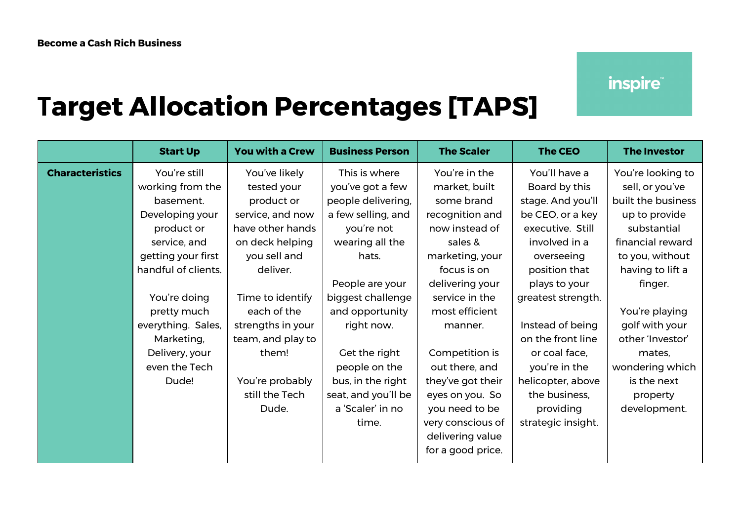**Become a Cash Rich Business**

inspire™

# Target Allocation Percentages [TAPS]

| | Start Up | You with a Crew | Business Person | The Scaler | The CEO | The Investor |
|---|---|---|---|---|---|---|
| **Characteristics** | You're still working from the basement. Developing your product or service, and getting your first handful of clients.<br><br>You're doing pretty much everything. Sales, Marketing, Delivery, your even the Tech Dude! | You've likely tested your product or service, and now have other hands on deck helping you sell and deliver.<br><br>Time to identify each of the strengths in your team, and play to them!<br><br>You're probably still the Tech Dude. | This is where you've got a few people delivering, a few selling, and you're not wearing all the hats.<br><br>People are your biggest challenge and opportunity right now.<br><br>Get the right people on the bus, in the right seat, and you'll be a 'Scaler' in no time. | You're in the market, built some brand recognition and now instead of sales & marketing, your focus is on delivering your service in the most efficient manner.<br><br>Competition is out there, and they've got their eyes on you. So you need to be very conscious of delivering value for a good price. | You'll have a Board by this stage. And you'll be CEO, or a key executive. Still involved in a overseeing position that plays to your greatest strength.<br><br>Instead of being on the front line or coal face, you're in the helicopter, above the business, providing strategic insight. | You're looking to sell, or you've built the business up to provide substantial financial reward to you, without having to lift a finger.<br><br>You're playing golf with your other 'Investor' mates, wondering which is the next property development. |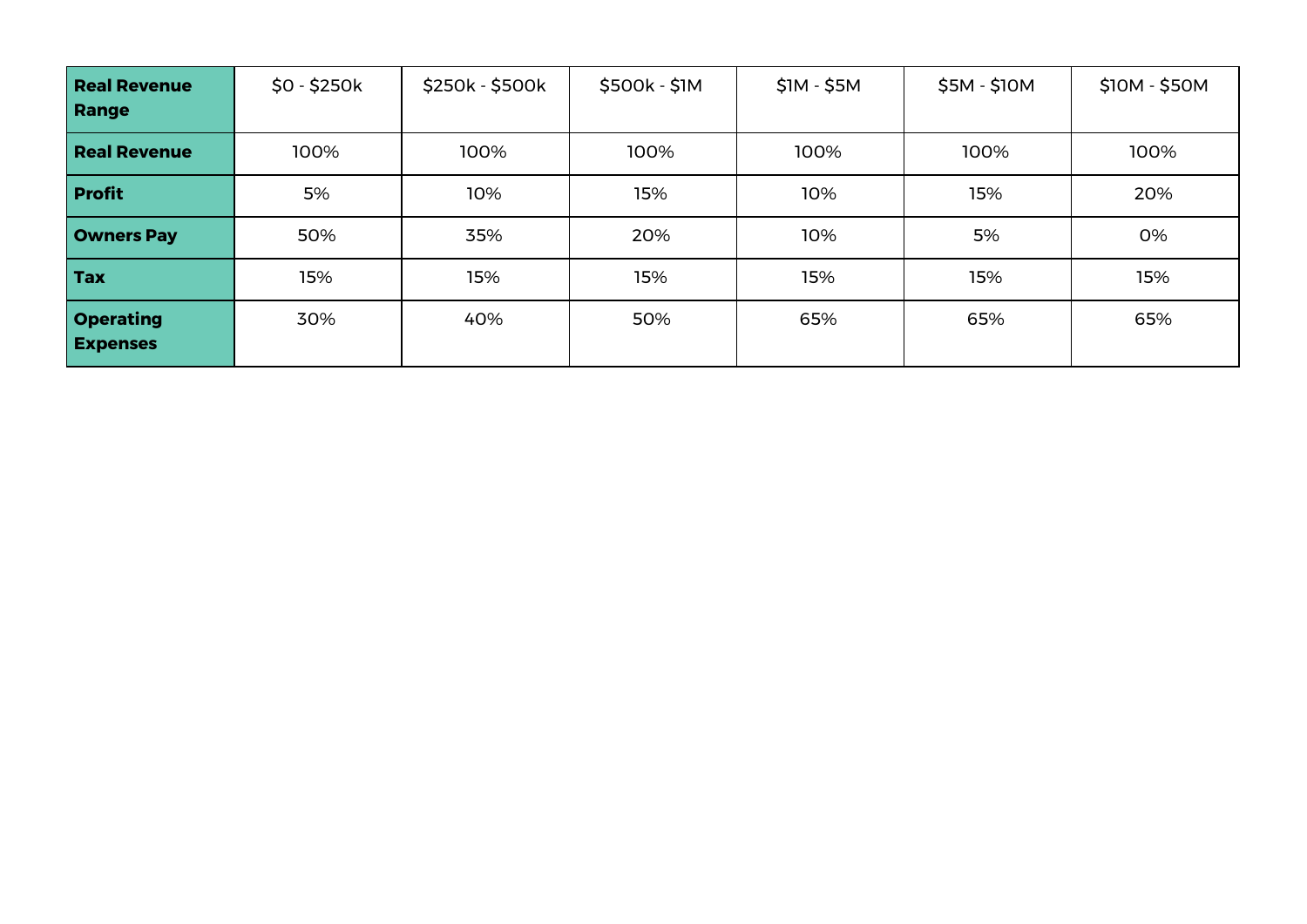| **Real Revenue Range** | $0 - $250k | $250k - $500k | $500k - $1M | $1M - $5M | $5M - $10M | $10M - $50M |
|---|---|---|---|---|---|---|
| **Real Revenue** | 100% | 100% | 100% | 100% | 100% | 100% |
| **Profit** | 5% | 10% | 15% | 10% | 15% | 20% |
| **Owners Pay** | 50% | 35% | 20% | 10% | 5% | 0% |
| **Tax** | 15% | 15% | 15% | 15% | 15% | 15% |
| **Operating Expenses** | 30% | 40% | 50% | 65% | 65% | 65% |